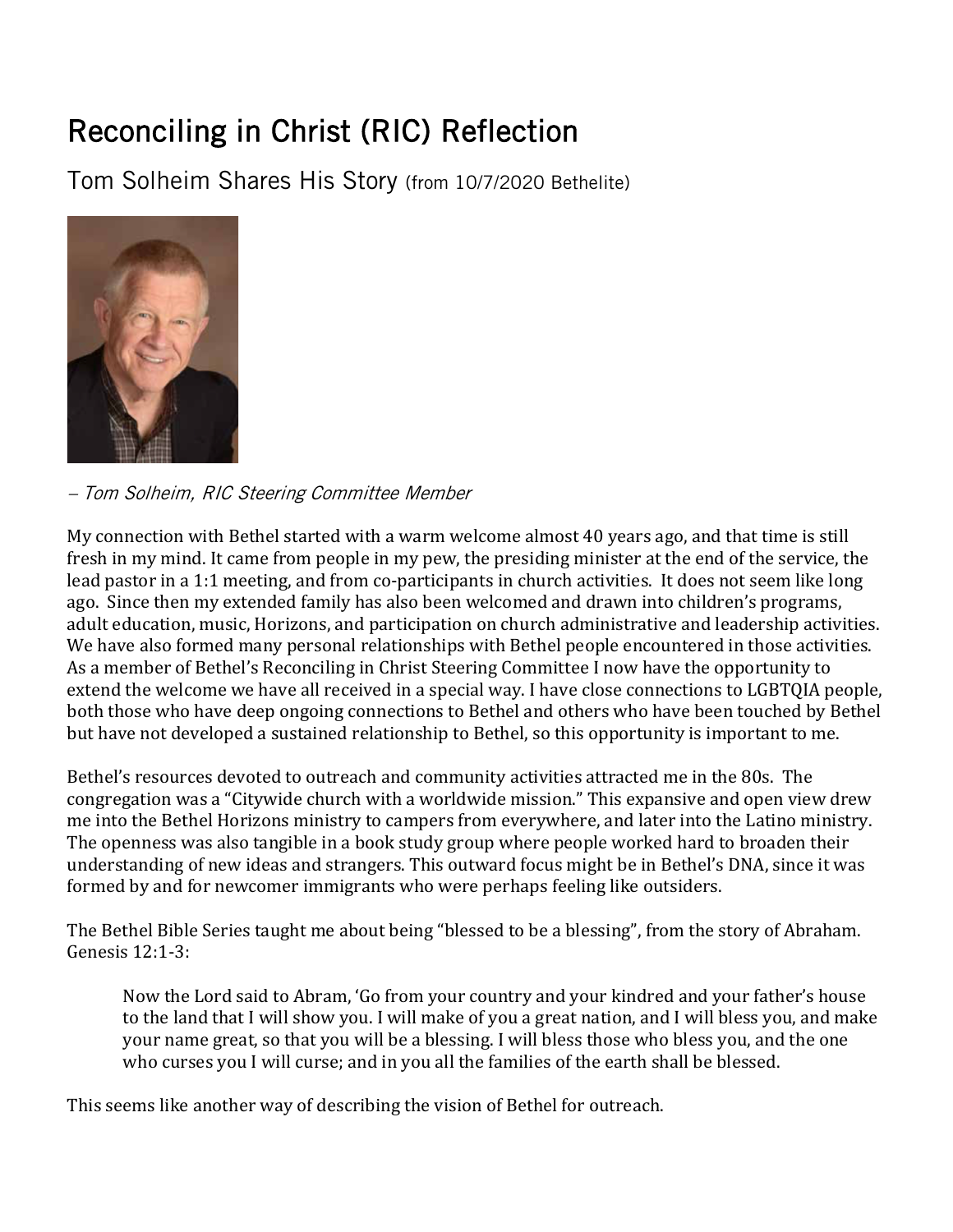# Reconciling in Christ (RIC) Reflection

## Tom Solheim Shares His Story (from 10/7/2020 Bethelite)

*– Tom Solheim, RIC Steering Committee Member*

My connection with Bethel started with a warm welcome almost 40 years ago, and that time is still fresh in my mind. It came from people in my pew, the presiding minister at the end of the service, the lead pastor in a 1:1 meeting, and from co-participants in church activities. It does not seem like long ago. Since then my extended family has also been welcomed and drawn into children's programs, adult education, music, Horizons, and participation on church administrative and leadership activities. We have also formed many personal relationships with Bethel people encountered in those activities. As a member of Bethel's Reconciling in Christ Steering Committee I now have the opportunity to extend the welcome we have all received in a special way. I have close connections to LGBTQIA people, both those who have deep ongoing connections to Bethel and others who have been touched by Bethel but have not developed a sustained relationship to Bethel, so this opportunity is important to me.

Bethel's resources devoted to outreach and community activities attracted me in the 80s. The congregation was a "Citywide church with a worldwide mission." This expansive and open view drew me into the Bethel Horizons ministry to campers from everywhere, and later into the Latino ministry. The openness was also tangible in a book study group where people worked hard to broaden their understanding of new ideas and strangers. This outward focus might be in Bethel's DNA, since it was formed by and for newcomer immigrants who were perhaps feeling like outsiders.

The Bethel Bible Series taught me about being "blessed to be a blessing", from the story of Abraham. Genesis 12:1-3:

> Now the Lord said to Abram, 'Go from your country and your kindred and your father's house to the land that I will show you. I will make of you a great nation, and I will bless you, and make your name great, so that you will be a blessing. I will bless those who bless you, and the one who curses you I will curse; and in you all the families of the earth shall be blessed.

This seems like another way of describing the vision of Bethel for outreach.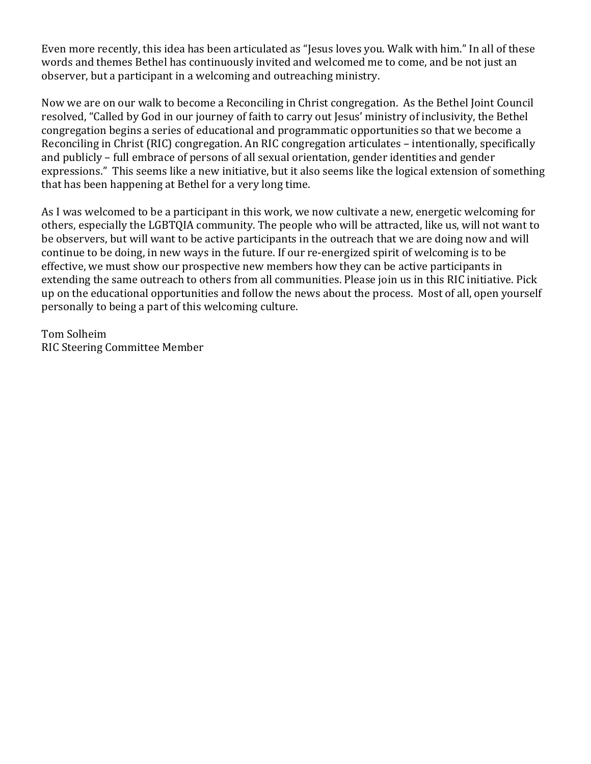Even more recently, this idea has been articulated as "Jesus loves you. Walk with him." In all of these words and themes Bethel has continuously invited and welcomed me to come, and be not just an observer, but a participant in a welcoming and outreaching ministry.

Now we are on our walk to become a Reconciling in Christ congregation. As the Bethel Joint Council resolved, "Called by God in our journey of faith to carry out Jesus' ministry of inclusivity, the Bethel congregation begins a series of educational and programmatic opportunities so that we become a Reconciling in Christ (RIC) congregation. An RIC congregation articulates – intentionally, specifically and publicly – full embrace of persons of all sexual orientation, gender identities and gender expressions." This seems like a new initiative, but it also seems like the logical extension of something that has been happening at Bethel for a very long time.

As I was welcomed to be a participant in this work, we now cultivate a new, energetic welcoming for others, especially the LGBTQIA community. The people who will be attracted, like us, will not want to be observers, but will want to be active participants in the outreach that we are doing now and will continue to be doing, in new ways in the future. If our re-energized spirit of welcoming is to be effective, we must show our prospective new members how they can be active participants in extending the same outreach to others from all communities. Please join us in this RIC initiative. Pick up on the educational opportunities and follow the news about the process. Most of all, open yourself personally to being a part of this welcoming culture.

Tom Solheim
RIC Steering Committee Member